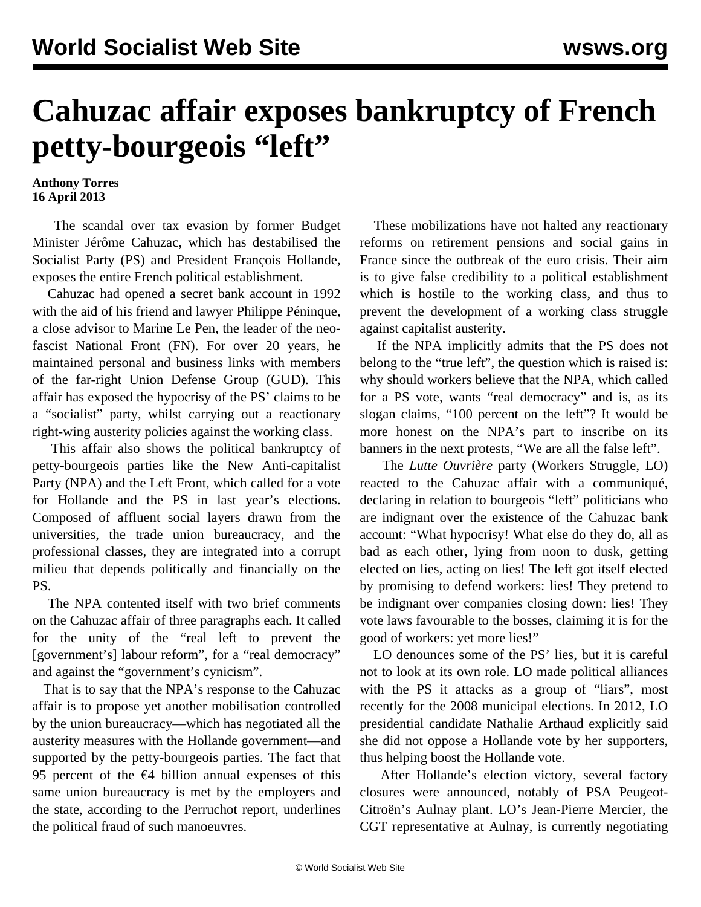# Cahuzac affair exposes bankruptcy of French petty-bourgeois "left"

**Anthony Torres**
**16 April 2013**

The scandal over tax evasion by former Budget Minister Jérôme Cahuzac, which has destabilised the Socialist Party (PS) and President François Hollande, exposes the entire French political establishment.

Cahuzac had opened a secret bank account in 1992 with the aid of his friend and lawyer Philippe Péninque, a close advisor to Marine Le Pen, the leader of the neo-fascist National Front (FN). For over 20 years, he maintained personal and business links with members of the far-right Union Defense Group (GUD). This affair has exposed the hypocrisy of the PS' claims to be a "socialist" party, whilst carrying out a reactionary right-wing austerity policies against the working class.

This affair also shows the political bankruptcy of petty-bourgeois parties like the New Anti-capitalist Party (NPA) and the Left Front, which called for a vote for Hollande and the PS in last year's elections. Composed of affluent social layers drawn from the universities, the trade union bureaucracy, and the professional classes, they are integrated into a corrupt milieu that depends politically and financially on the PS.

The NPA contented itself with two brief comments on the Cahuzac affair of three paragraphs each. It called for the unity of the "real left to prevent the [government's] labour reform", for a "real democracy" and against the "government's cynicism".

That is to say that the NPA's response to the Cahuzac affair is to propose yet another mobilisation controlled by the union bureaucracy—which has negotiated all the austerity measures with the Hollande government—and supported by the petty-bourgeois parties. The fact that 95 percent of the €4 billion annual expenses of this same union bureaucracy is met by the employers and the state, according to the Perruchot report, underlines the political fraud of such manoeuvres.

These mobilizations have not halted any reactionary reforms on retirement pensions and social gains in France since the outbreak of the euro crisis. Their aim is to give false credibility to a political establishment which is hostile to the working class, and thus to prevent the development of a working class struggle against capitalist austerity.

If the NPA implicitly admits that the PS does not belong to the "true left", the question which is raised is: why should workers believe that the NPA, which called for a PS vote, wants "real democracy" and is, as its slogan claims, "100 percent on the left"? It would be more honest on the NPA's part to inscribe on its banners in the next protests, "We are all the false left".

The *Lutte Ouvrière* party (Workers Struggle, LO) reacted to the Cahuzac affair with a communiqué, declaring in relation to bourgeois "left" politicians who are indignant over the existence of the Cahuzac bank account: "What hypocrisy! What else do they do, all as bad as each other, lying from noon to dusk, getting elected on lies, acting on lies! The left got itself elected by promising to defend workers: lies! They pretend to be indignant over companies closing down: lies! They vote laws favourable to the bosses, claiming it is for the good of workers: yet more lies!"

LO denounces some of the PS' lies, but it is careful not to look at its own role. LO made political alliances with the PS it attacks as a group of "liars", most recently for the 2008 municipal elections. In 2012, LO presidential candidate Nathalie Arthaud explicitly said she did not oppose a Hollande vote by her supporters, thus helping boost the Hollande vote.

After Hollande's election victory, several factory closures were announced, notably of PSA Peugeot-Citroën's Aulnay plant. LO's Jean-Pierre Mercier, the CGT representative at Aulnay, is currently negotiating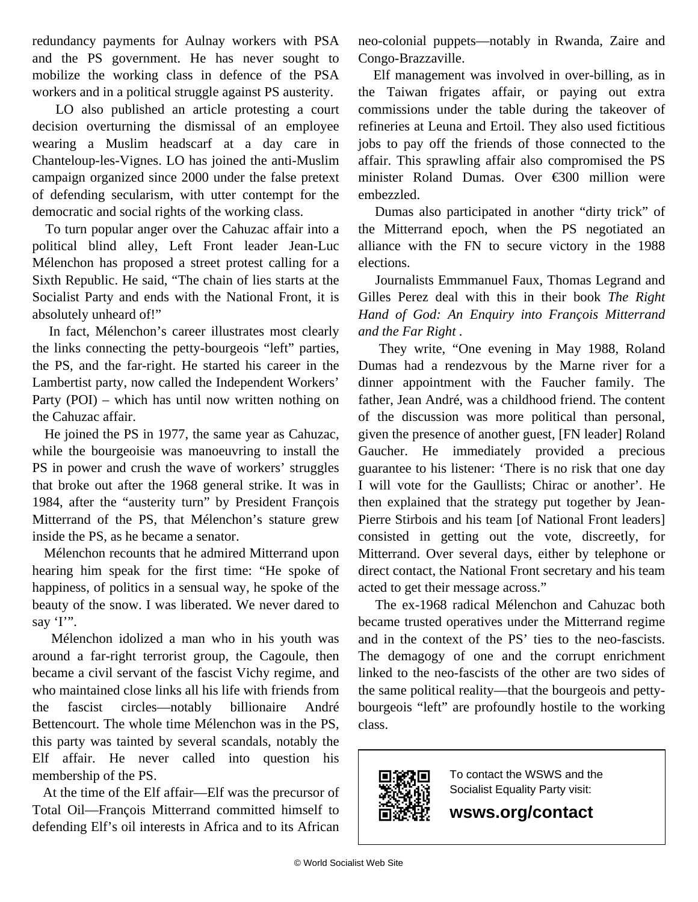redundancy payments for Aulnay workers with PSA and the PS government. He has never sought to mobilize the working class in defence of the PSA workers and in a political struggle against PS austerity.

LO also published an article protesting a court decision overturning the dismissal of an employee wearing a Muslim headscarf at a day care in Chanteloup-les-Vignes. LO has joined the anti-Muslim campaign organized since 2000 under the false pretext of defending secularism, with utter contempt for the democratic and social rights of the working class.

To turn popular anger over the Cahuzac affair into a political blind alley, Left Front leader Jean-Luc Mélenchon has proposed a street protest calling for a Sixth Republic. He said, "The chain of lies starts at the Socialist Party and ends with the National Front, it is absolutely unheard of!"

In fact, Mélenchon's career illustrates most clearly the links connecting the petty-bourgeois "left" parties, the PS, and the far-right. He started his career in the Lambertist party, now called the Independent Workers' Party (POI) – which has until now written nothing on the Cahuzac affair.

He joined the PS in 1977, the same year as Cahuzac, while the bourgeoisie was manoeuvring to install the PS in power and crush the wave of workers' struggles that broke out after the 1968 general strike. It was in 1984, after the "austerity turn" by President François Mitterrand of the PS, that Mélenchon's stature grew inside the PS, as he became a senator.

Mélenchon recounts that he admired Mitterrand upon hearing him speak for the first time: "He spoke of happiness, of politics in a sensual way, he spoke of the beauty of the snow. I was liberated. We never dared to say 'I'".

Mélenchon idolized a man who in his youth was around a far-right terrorist group, the Cagoule, then became a civil servant of the fascist Vichy regime, and who maintained close links all his life with friends from the fascist circles—notably billionaire André Bettencourt. The whole time Mélenchon was in the PS, this party was tainted by several scandals, notably the Elf affair. He never called into question his membership of the PS.

At the time of the Elf affair—Elf was the precursor of Total Oil—François Mitterrand committed himself to defending Elf's oil interests in Africa and to its African neo-colonial puppets—notably in Rwanda, Zaire and Congo-Brazzaville.

Elf management was involved in over-billing, as in the Taiwan frigates affair, or paying out extra commissions under the table during the takeover of refineries at Leuna and Ertoil. They also used fictitious jobs to pay off the friends of those connected to the affair. This sprawling affair also compromised the PS minister Roland Dumas. Over €300 million were embezzled.

Dumas also participated in another "dirty trick" of the Mitterrand epoch, when the PS negotiated an alliance with the FN to secure victory in the 1988 elections.

Journalists Emmmanuel Faux, Thomas Legrand and Gilles Perez deal with this in their book *The Right Hand of God: An Enquiry into François Mitterrand and the Far Right* .

They write, "One evening in May 1988, Roland Dumas had a rendezvous by the Marne river for a dinner appointment with the Faucher family. The father, Jean André, was a childhood friend. The content of the discussion was more political than personal, given the presence of another guest, [FN leader] Roland Gaucher. He immediately provided a precious guarantee to his listener: 'There is no risk that one day I will vote for the Gaullists; Chirac or another'. He then explained that the strategy put together by Jean-Pierre Stirbois and his team [of National Front leaders] consisted in getting out the vote, discreetly, for Mitterrand. Over several days, either by telephone or direct contact, the National Front secretary and his team acted to get their message across."

The ex-1968 radical Mélenchon and Cahuzac both became trusted operatives under the Mitterrand regime and in the context of the PS' ties to the neo-fascists. The demagogy of one and the corrupt enrichment linked to the neo-fascists of the other are two sides of the same political reality—that the bourgeois and petty-bourgeois "left" are profoundly hostile to the working class.

To contact the WSWS and the Socialist Equality Party visit:

**wsws.org/contact**